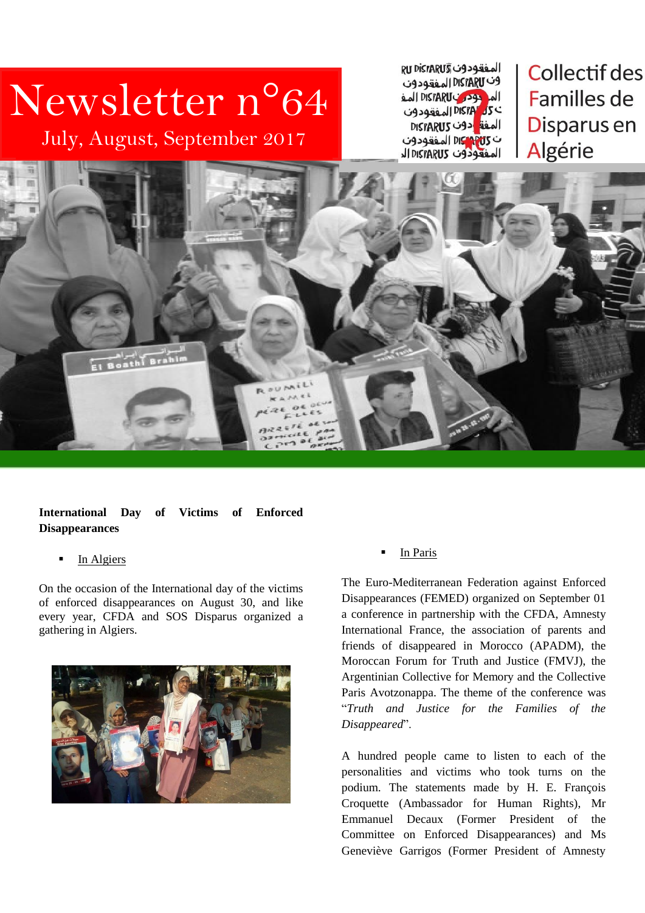# Newsletter n°64

July, August, September 2017

Collectif des Familles de Disparus en Algérie

**International Day of Victims of Enforced Disappearances**

- In Algiers

On the occasion of the International day of the victims of enforced disappearances on August 30, and like every year, CFDA and SOS Disparus organized a gathering in Algiers.

- In Paris

The Euro-Mediterranean Federation against Enforced Disappearances (FEMED) organized on September 01 a conference in partnership with the CFDA, Amnesty International France, the association of parents and friends of disappeared in Morocco (APADM), the Moroccan Forum for Truth and Justice (FMVJ), the Argentinian Collective for Memory and the Collective Paris Avotzonappa. The theme of the conference was "*Truth and Justice for the Families of the Disappeared*".

A hundred people came to listen to each of the personalities and victims who took turns on the podium. The statements made by H. E. François Croquette (Ambassador for Human Rights), Mr Emmanuel Decaux (Former President of the Committee on Enforced Disappearances) and Ms Geneviève Garrigos (Former President of Amnesty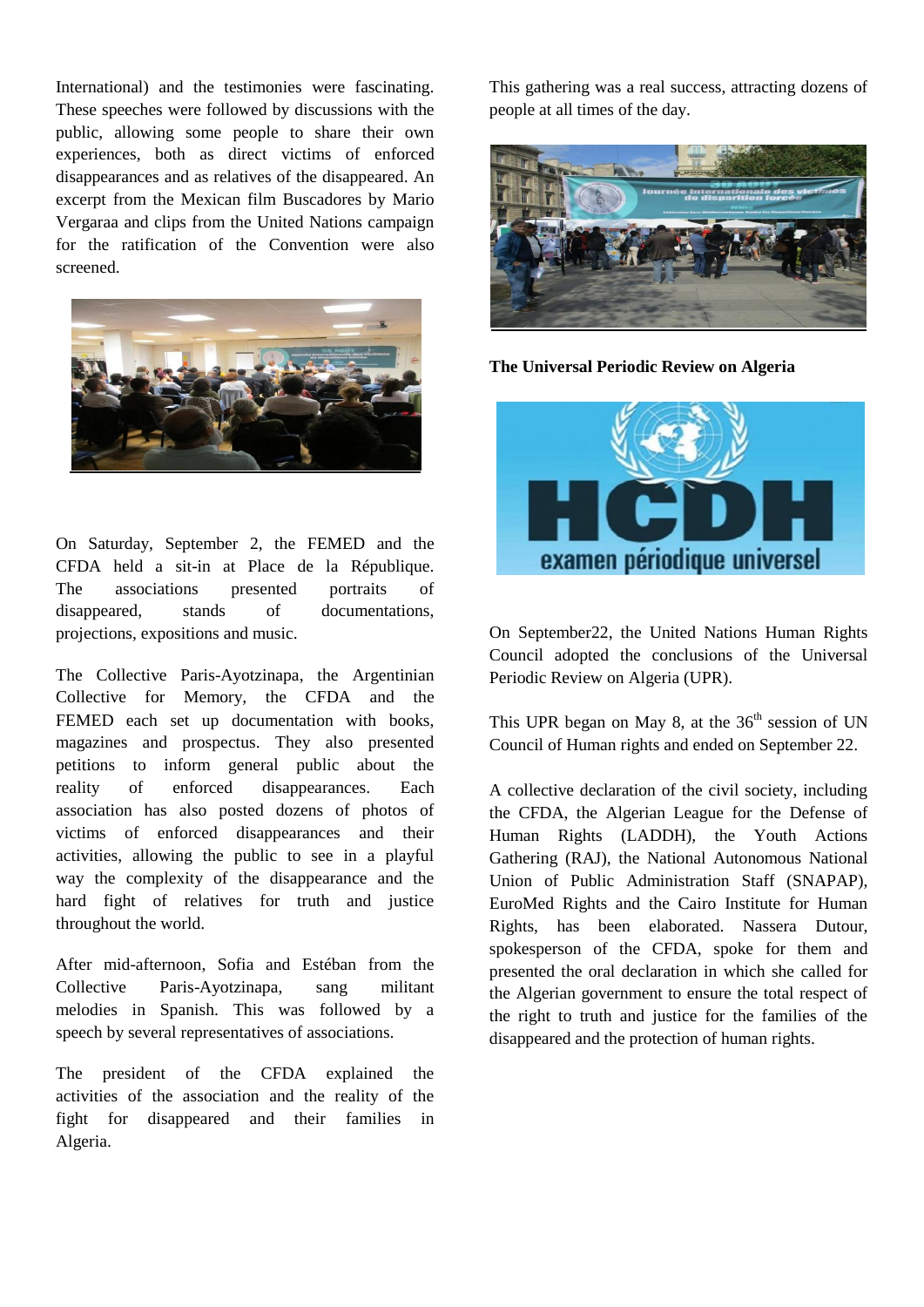International) and the testimonies were fascinating. These speeches were followed by discussions with the public, allowing some people to share their own experiences, both as direct victims of enforced disappearances and as relatives of the disappeared. An excerpt from the Mexican film Buscadores by Mario Vergaraa and clips from the United Nations campaign for the ratification of the Convention were also screened.

On Saturday, September 2, the FEMED and the CFDA held a sit-in at Place de la République. The associations presented portraits of disappeared, stands of documentations, projections, expositions and music.

The Collective Paris-Ayotzinapa, the Argentinian Collective for Memory, the CFDA and the FEMED each set up documentation with books, magazines and prospectus. They also presented petitions to inform general public about the reality of enforced disappearances. Each association has also posted dozens of photos of victims of enforced disappearances and their activities, allowing the public to see in a playful way the complexity of the disappearance and the hard fight of relatives for truth and justice throughout the world.

After mid-afternoon, Sofia and Estéban from the Collective Paris-Ayotzinapa, sang militant melodies in Spanish. This was followed by a speech by several representatives of associations.

The president of the CFDA explained the activities of the association and the reality of the fight for disappeared and their families in Algeria.

This gathering was a real success, attracting dozens of people at all times of the day.

**The Universal Periodic Review on Algeria**

On September22, the United Nations Human Rights Council adopted the conclusions of the Universal Periodic Review on Algeria (UPR).

This UPR began on May 8, at the 36th session of UN Council of Human rights and ended on September 22.

A collective declaration of the civil society, including the CFDA, the Algerian League for the Defense of Human Rights (LADDH), the Youth Actions Gathering (RAJ), the National Autonomous National Union of Public Administration Staff (SNAPAP), EuroMed Rights and the Cairo Institute for Human Rights, has been elaborated. Nassera Dutour, spokesperson of the CFDA, spoke for them and presented the oral declaration in which she called for the Algerian government to ensure the total respect of the right to truth and justice for the families of the disappeared and the protection of human rights.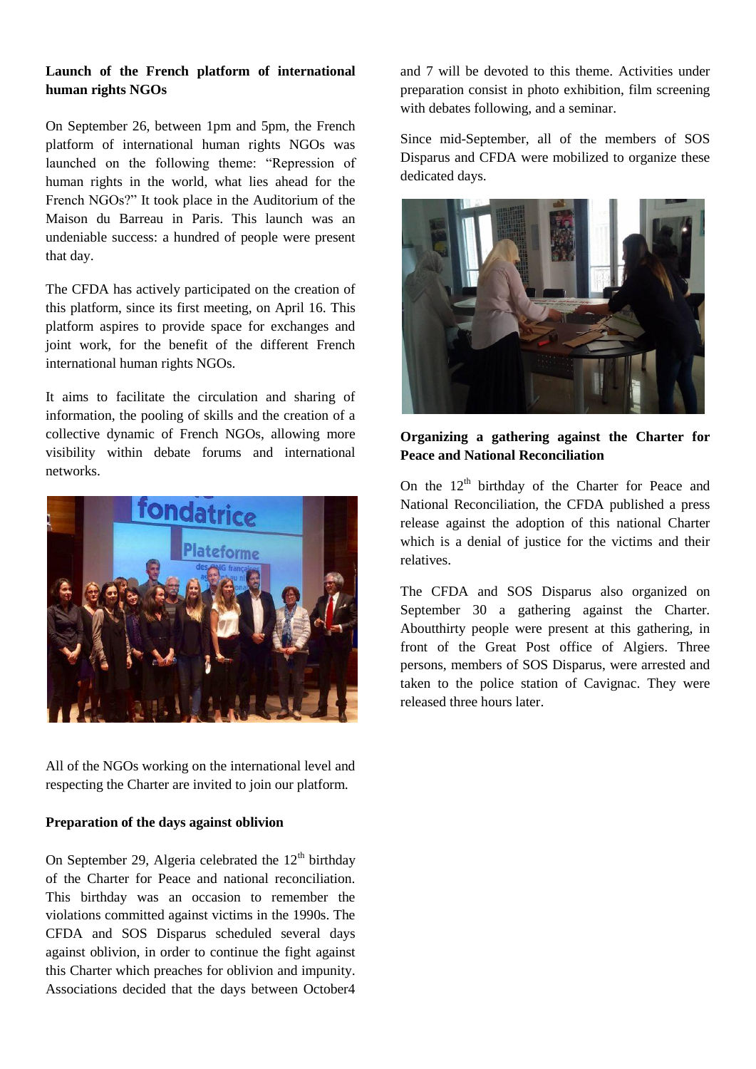**Launch of the French platform of international human rights NGOs**

On September 26, between 1pm and 5pm, the French platform of international human rights NGOs was launched on the following theme: "Repression of human rights in the world, what lies ahead for the French NGOs?" It took place in the Auditorium of the Maison du Barreau in Paris. This launch was an undeniable success: a hundred of people were present that day.

The CFDA has actively participated on the creation of this platform, since its first meeting, on April 16. This platform aspires to provide space for exchanges and joint work, for the benefit of the different French international human rights NGOs.

It aims to facilitate the circulation and sharing of information, the pooling of skills and the creation of a collective dynamic of French NGOs, allowing more visibility within debate forums and international networks.

All of the NGOs working on the international level and respecting the Charter are invited to join our platform.

**Preparation of the days against oblivion**

On September 29, Algeria celebrated the 12th birthday of the Charter for Peace and national reconciliation. This birthday was an occasion to remember the violations committed against victims in the 1990s. The CFDA and SOS Disparus scheduled several days against oblivion, in order to continue the fight against this Charter which preaches for oblivion and impunity. Associations decided that the days between October4 and 7 will be devoted to this theme. Activities under preparation consist in photo exhibition, film screening with debates following, and a seminar.

Since mid-September, all of the members of SOS Disparus and CFDA were mobilized to organize these dedicated days.

**Organizing a gathering against the Charter for Peace and National Reconciliation**

On the 12th birthday of the Charter for Peace and National Reconciliation, the CFDA published a press release against the adoption of this national Charter which is a denial of justice for the victims and their relatives.

The CFDA and SOS Disparus also organized on September 30 a gathering against the Charter. Aboutthirty people were present at this gathering, in front of the Great Post office of Algiers. Three persons, members of SOS Disparus, were arrested and taken to the police station of Cavignac. They were released three hours later.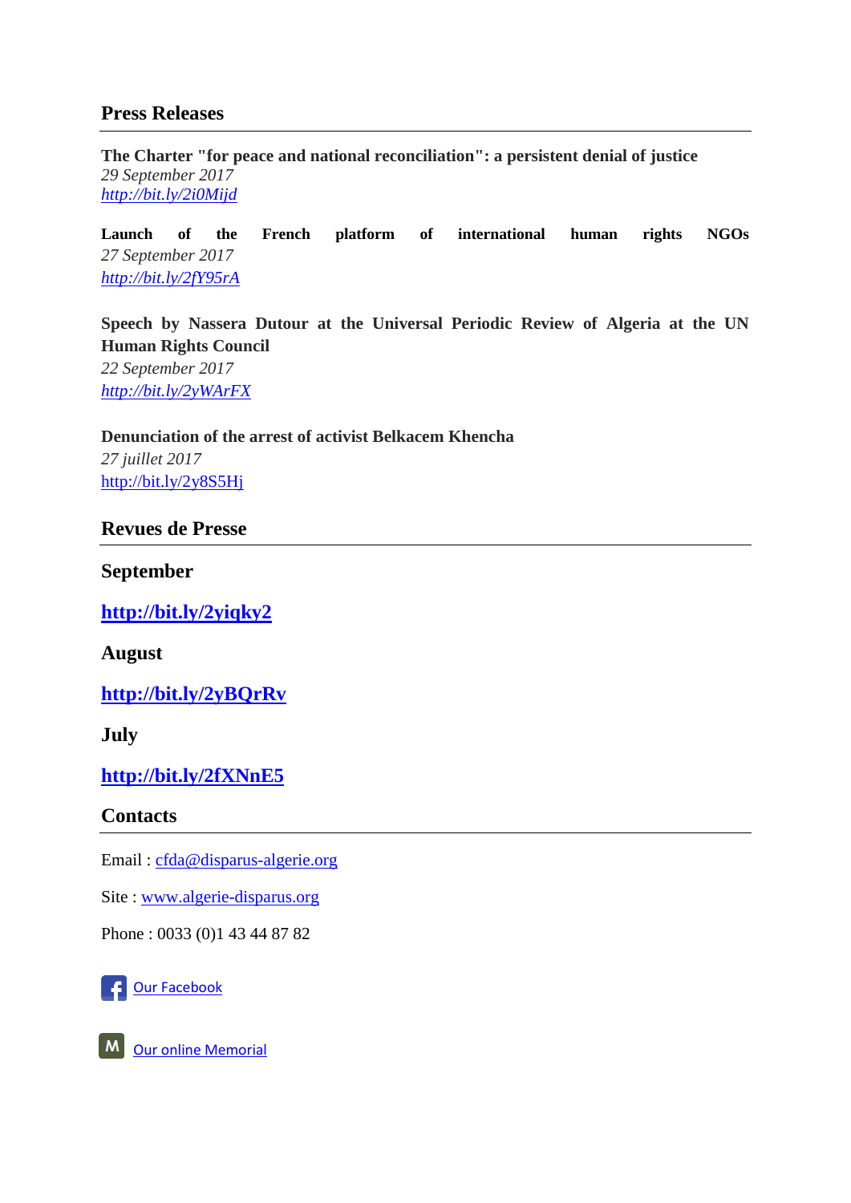## Press Releases

**The Charter "for peace and national reconciliation": a persistent denial of justice**
*29 September 2017*
*http://bit.ly/2i0Mijd*

**Launch of the French platform of international human rights NGOs**
*27 September 2017*
*http://bit.ly/2fY95rA*

**Speech by Nassera Dutour at the Universal Periodic Review of Algeria at the UN Human Rights Council**
*22 September 2017*
*http://bit.ly/2yWArFX*

**Denunciation of the arrest of activist Belkacem Khencha**
*27 juillet 2017*
http://bit.ly/2y8S5Hj

## Revues de Presse

### September

**http://bit.ly/2yiqky2**

### August

**http://bit.ly/2yBQrRv**

### July

**http://bit.ly/2fXNnE5**

## Contacts

Email : cfda@disparus-algerie.org

Site : www.algerie-disparus.org

Phone : 0033 (0)1 43 44 87 82

Our Facebook

Our online Memorial